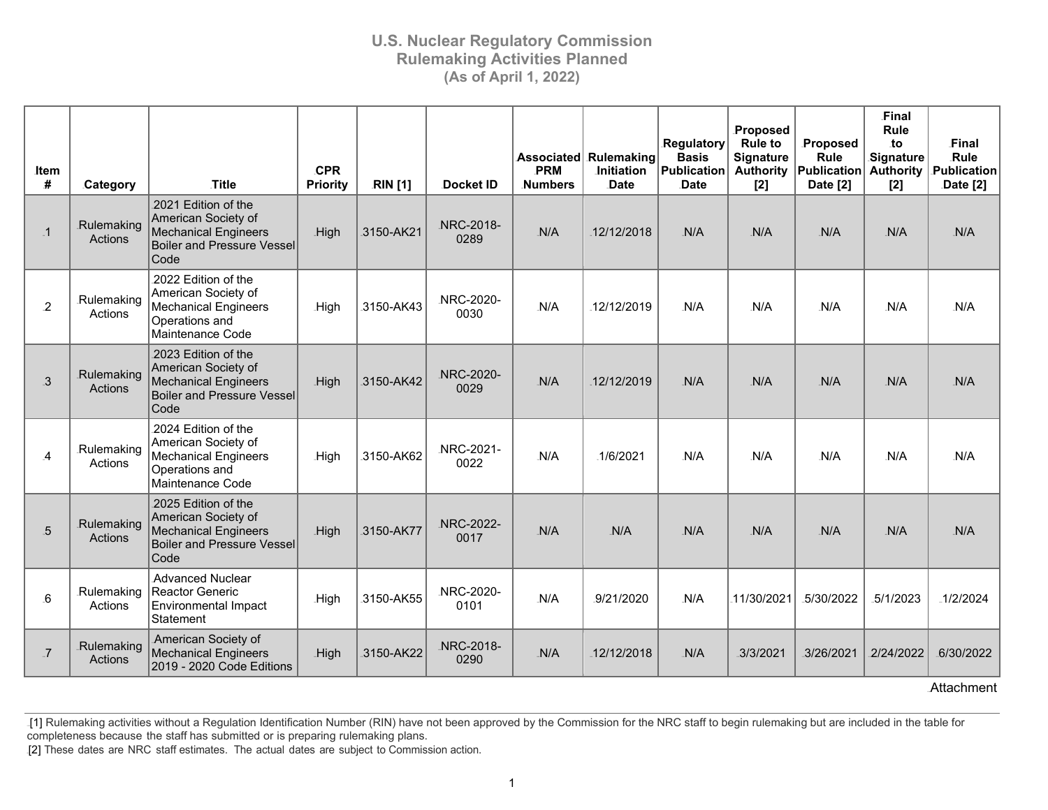# U.S. Nuclear Regulatory Commission
## Rulemaking Activities Planned
### (As of April 1, 2022)

| Item # | Category | Title | CPR Priority | RIN [1] | Docket ID | Associated PRM Numbers | Rulemaking Initiation Date | Regulatory Basis Publication Date | Proposed Rule to Signature Authority [2] | Proposed Rule Publication Date [2] | Final Rule to Signature Authority [2] | Final Rule Publication Date [2] |
|---|---|---|---|---|---|---|---|---|---|---|---|---|
| 1 | Rulemaking Actions | 2021 Edition of the American Society of Mechanical Engineers Boiler and Pressure Vessel Code | High | 3150-AK21 | NRC-2018-0289 | N/A | 12/12/2018 | N/A | N/A | N/A | N/A | N/A |
| 2 | Rulemaking Actions | 2022 Edition of the American Society of Mechanical Engineers Operations and Maintenance Code | High | 3150-AK43 | NRC-2020-0030 | N/A | 12/12/2019 | N/A | N/A | N/A | N/A | N/A |
| 3 | Rulemaking Actions | 2023 Edition of the American Society of Mechanical Engineers Boiler and Pressure Vessel Code | High | 3150-AK42 | NRC-2020-0029 | N/A | 12/12/2019 | N/A | N/A | N/A | N/A | N/A |
| 4 | Rulemaking Actions | 2024 Edition of the American Society of Mechanical Engineers Operations and Maintenance Code | High | 3150-AK62 | NRC-2021-0022 | N/A | 1/6/2021 | N/A | N/A | N/A | N/A | N/A |
| 5 | Rulemaking Actions | 2025 Edition of the American Society of Mechanical Engineers Boiler and Pressure Vessel Code | High | 3150-AK77 | NRC-2022-0017 | N/A | N/A | N/A | N/A | N/A | N/A | N/A |
| 6 | Rulemaking Actions | Advanced Nuclear Reactor Generic Environmental Impact Statement | High | 3150-AK55 | NRC-2020-0101 | N/A | 9/21/2020 | N/A | 11/30/2021 | 5/30/2022 | 5/1/2023 | 1/2/2024 |
| 7 | Rulemaking Actions | American Society of Mechanical Engineers 2019 - 2020 Code Editions | High | 3150-AK22 | NRC-2018-0290 | N/A | 12/12/2018 | N/A | 3/3/2021 | 3/26/2021 | 2/24/2022 | 6/30/2022 |

Attachment

[1] Rulemaking activities without a Regulation Identification Number (RIN) have not been approved by the Commission for the NRC staff to begin rulemaking but are included in the table for completeness because the staff has submitted or is preparing rulemaking plans.
[2] These dates are NRC staff estimates. The actual dates are subject to Commission action.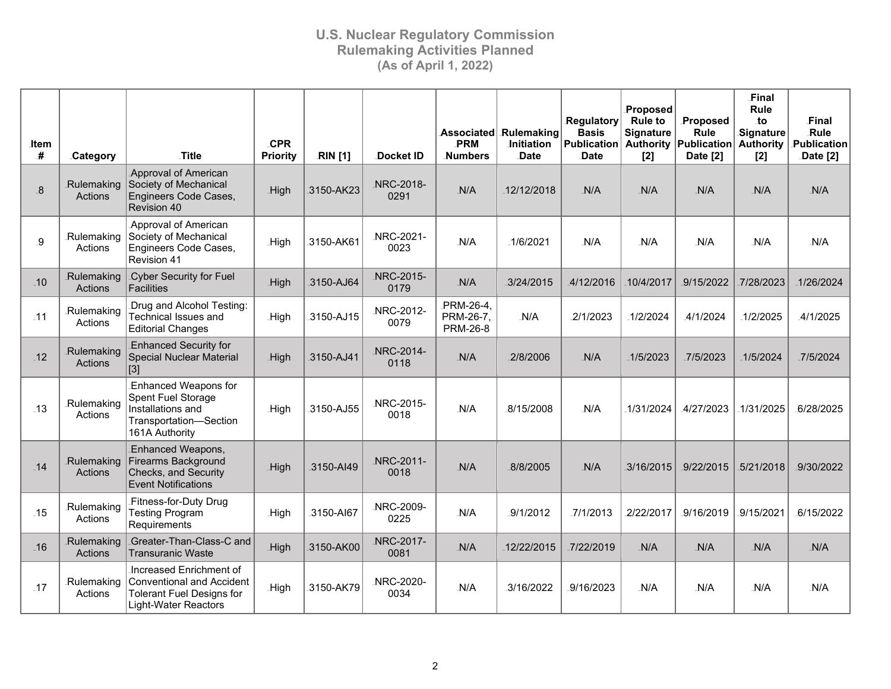# U.S. Nuclear Regulatory Commission
## Rulemaking Activities Planned
## (As of April 1, 2022)

| Item # | Category | Title | CPR Priority | RIN [1] | Docket ID | Associated PRM Numbers | Rulemaking Initiation Date | Regulatory Basis Publication Date | Proposed Rule to Signature Authority [2] | Proposed Rule Publication Date [2] | Final Rule to Signature Authority [2] | Final Rule Publication Date [2] |
|---|---|---|---|---|---|---|---|---|---|---|---|---|
| 8 | Rulemaking Actions | Approval of American Society of Mechanical Engineers Code Cases, Revision 40 | High | 3150-AK23 | NRC-2018-0291 | N/A | 12/12/2018 | N/A | N/A | N/A | N/A | N/A |
| 9 | Rulemaking Actions | Approval of American Society of Mechanical Engineers Code Cases, Revision 41 | High | 3150-AK61 | NRC-2021-0023 | N/A | 1/6/2021 | N/A | N/A | N/A | N/A | N/A |
| 10 | Rulemaking Actions | Cyber Security for Fuel Facilities | High | 3150-AJ64 | NRC-2015-0179 | N/A | 3/24/2015 | 4/12/2016 | 10/4/2017 | 9/15/2022 | 7/28/2023 | 1/26/2024 |
| 11 | Rulemaking Actions | Drug and Alcohol Testing: Technical Issues and Editorial Changes | High | 3150-AJ15 | NRC-2012-0079 | PRM-26-4, PRM-26-7, PRM-26-8 | N/A | 2/1/2023 | 1/2/2024 | 4/1/2024 | 1/2/2025 | 4/1/2025 |
| 12 | Rulemaking Actions | Enhanced Security for Special Nuclear Material [3] | High | 3150-AJ41 | NRC-2014-0118 | N/A | 2/8/2006 | N/A | 1/5/2023 | 7/5/2023 | 1/5/2024 | 7/5/2024 |
| 13 | Rulemaking Actions | Enhanced Weapons for Spent Fuel Storage Installations and Transportation—Section 161A Authority | High | 3150-AJ55 | NRC-2015-0018 | N/A | 8/15/2008 | N/A | 1/31/2024 | 4/27/2023 | 1/31/2025 | 6/28/2025 |
| 14 | Rulemaking Actions | Enhanced Weapons, Firearms Background Checks, and Security Event Notifications | High | 3150-AI49 | NRC-2011-0018 | N/A | 8/8/2005 | N/A | 3/16/2015 | 9/22/2015 | 5/21/2018 | 9/30/2022 |
| 15 | Rulemaking Actions | Fitness-for-Duty Drug Testing Program Requirements | High | 3150-AI67 | NRC-2009-0225 | N/A | 9/1/2012 | 7/1/2013 | 2/22/2017 | 9/16/2019 | 9/15/2021 | 6/15/2022 |
| 16 | Rulemaking Actions | Greater-Than-Class-C and Transuranic Waste | High | 3150-AK00 | NRC-2017-0081 | N/A | 12/22/2015 | 7/22/2019 | N/A | N/A | N/A | N/A |
| 17 | Rulemaking Actions | Increased Enrichment of Conventional and Accident Tolerant Fuel Designs for Light-Water Reactors | High | 3150-AK79 | NRC-2020-0034 | N/A | 3/16/2022 | 9/16/2023 | N/A | N/A | N/A | N/A |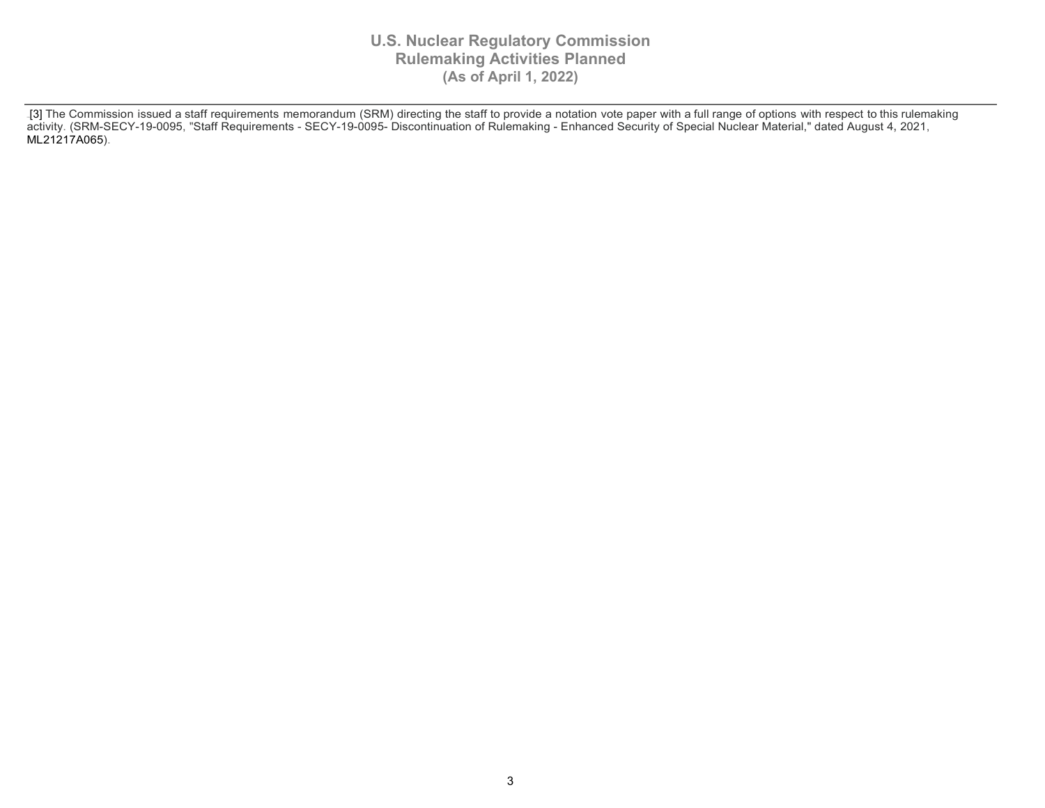[3] The Commission issued a staff requirements memorandum (SRM) directing the staff to provide a notation vote paper with a full range of options with respect to this rulemaking activity. (SRM-SECY-19-0095, "Staff Requirements - SECY-19-0095- Discontinuation of Rulemaking - Enhanced Security of Special Nuclear Material," dated August 4, 2021, ML21217A065).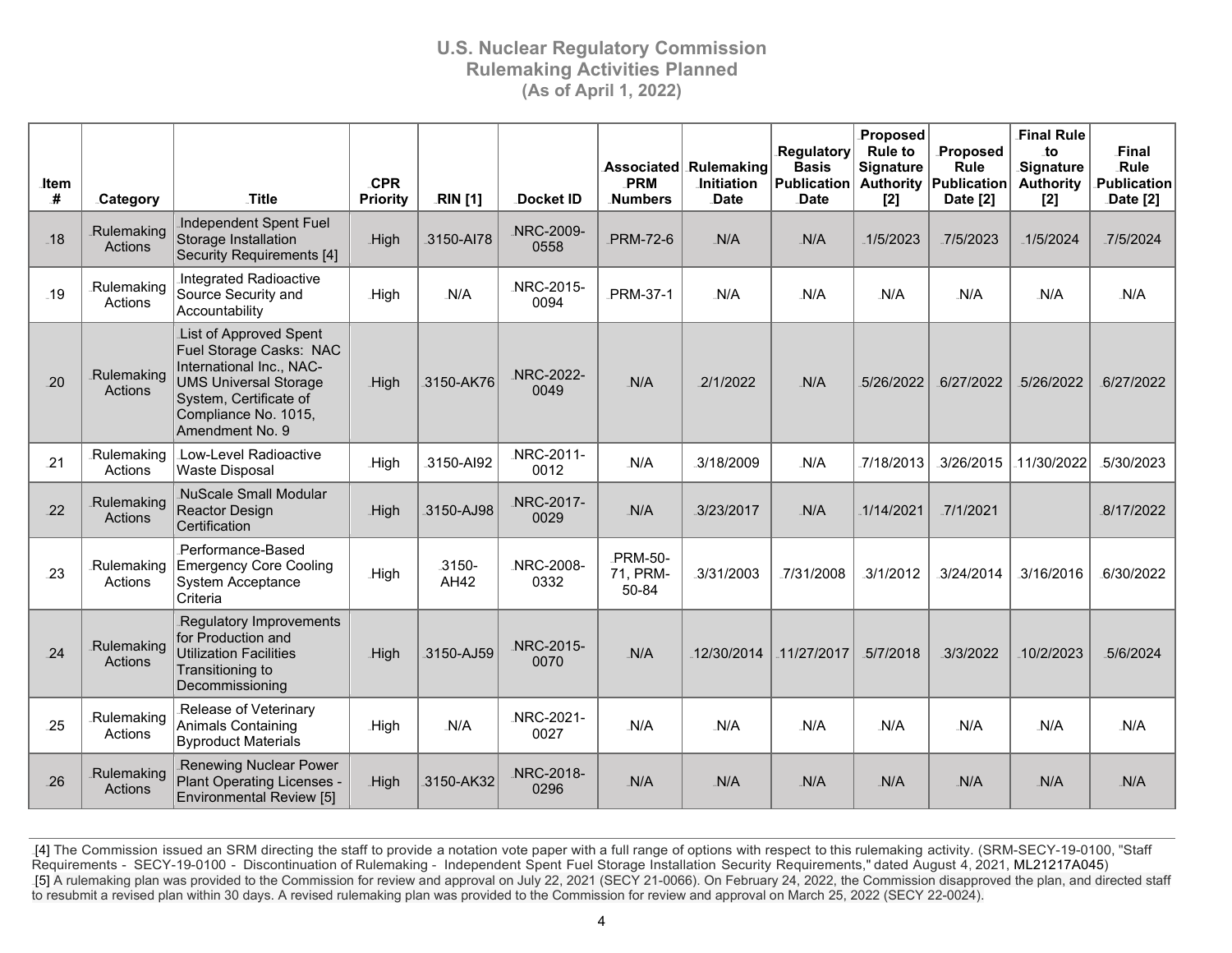# U.S. Nuclear Regulatory Commission
## Rulemaking Activities Planned
### (As of April 1, 2022)

| Item # | Category | Title | CPR Priority | RIN [1] | Docket ID | Associated PRM Numbers | Rulemaking Initiation Date | Regulatory Basis Publication Date | Proposed Rule to Signature Authority [2] | Proposed Rule Publication Date [2] | Final Rule to Signature Authority [2] | Final Rule Publication Date [2] |
|---|---|---|---|---|---|---|---|---|---|---|---|---|
| 18 | Rulemaking Actions | Independent Spent Fuel Storage Installation Security Requirements [4] | High | 3150-AI78 | NRC-2009-0558 | PRM-72-6 | N/A | N/A | 1/5/2023 | 7/5/2023 | 1/5/2024 | 7/5/2024 |
| 19 | Rulemaking Actions | Integrated Radioactive Source Security and Accountability | High | N/A | NRC-2015-0094 | PRM-37-1 | N/A | N/A | N/A | N/A | N/A | N/A |
| 20 | Rulemaking Actions | List of Approved Spent Fuel Storage Casks: NAC International Inc., NAC-UMS Universal Storage System, Certificate of Compliance No. 1015, Amendment No. 9 | High | 3150-AK76 | NRC-2022-0049 | N/A | 2/1/2022 | N/A | 5/26/2022 | 6/27/2022 | 5/26/2022 | 6/27/2022 |
| 21 | Rulemaking Actions | Low-Level Radioactive Waste Disposal | High | 3150-AI92 | NRC-2011-0012 | N/A | 3/18/2009 | N/A | 7/18/2013 | 3/26/2015 | 11/30/2022 | 5/30/2023 |
| 22 | Rulemaking Actions | NuScale Small Modular Reactor Design Certification | High | 3150-AJ98 | NRC-2017-0029 | N/A | 3/23/2017 | N/A | 1/14/2021 | 7/1/2021 | | 8/17/2022 |
| 23 | Rulemaking Actions | Performance-Based Emergency Core Cooling System Acceptance Criteria | High | 3150-AH42 | NRC-2008-0332 | PRM-50-71, PRM-50-84 | 3/31/2003 | 7/31/2008 | 3/1/2012 | 3/24/2014 | 3/16/2016 | 6/30/2022 |
| 24 | Rulemaking Actions | Regulatory Improvements for Production and Utilization Facilities Transitioning to Decommissioning | High | 3150-AJ59 | NRC-2015-0070 | N/A | 12/30/2014 | 11/27/2017 | 5/7/2018 | 3/3/2022 | 10/2/2023 | 5/6/2024 |
| 25 | Rulemaking Actions | Release of Veterinary Animals Containing Byproduct Materials | High | N/A | NRC-2021-0027 | N/A | N/A | N/A | N/A | N/A | N/A | N/A |
| 26 | Rulemaking Actions | Renewing Nuclear Power Plant Operating Licenses - Environmental Review [5] | High | 3150-AK32 | NRC-2018-0296 | N/A | N/A | N/A | N/A | N/A | N/A | N/A |

[4] The Commission issued an SRM directing the staff to provide a notation vote paper with a full range of options with respect to this rulemaking activity. (SRM-SECY-19-0100, "Staff Requirements - SECY-19-0100 - Discontinuation of Rulemaking - Independent Spent Fuel Storage Installation Security Requirements," dated August 4, 2021, ML21217A045)

[5] A rulemaking plan was provided to the Commission for review and approval on July 22, 2021 (SECY 21-0066). On February 24, 2022, the Commission disapproved the plan, and directed staff to resubmit a revised plan within 30 days. A revised rulemaking plan was provided to the Commission for review and approval on March 25, 2022 (SECY 22-0024).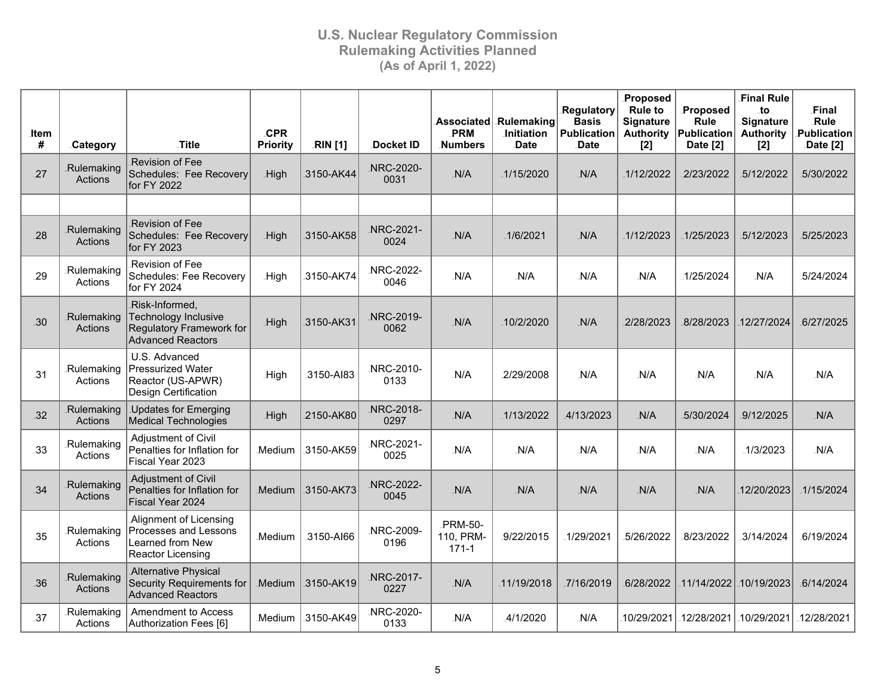# U.S. Nuclear Regulatory Commission
## Rulemaking Activities Planned
### (As of April 1, 2022)

| Item # | Category | Title | CPR Priority | RIN [1] | Docket ID | Associated PRM Numbers | Rulemaking Initiation Date | Regulatory Basis Publication Date | Proposed Rule to Signature Authority [2] | Proposed Rule Publication Date [2] | Final Rule to Signature Authority [2] | Final Rule Publication Date [2] |
|---|---|---|---|---|---|---|---|---|---|---|---|---|
| 27 | Rulemaking Actions | Revision of Fee Schedules: Fee Recovery for FY 2022 | High | 3150-AK44 | NRC-2020-0031 | N/A | 1/15/2020 | N/A | 1/12/2022 | 2/23/2022 | 5/12/2022 | 5/30/2022 |
| | | | | | | | | | | | | |
| 28 | Rulemaking Actions | Revision of Fee Schedules: Fee Recovery for FY 2023 | High | 3150-AK58 | NRC-2021-0024 | N/A | 1/6/2021 | N/A | 1/12/2023 | 1/25/2023 | 5/12/2023 | 5/25/2023 |
| 29 | Rulemaking Actions | Revision of Fee Schedules: Fee Recovery for FY 2024 | High | 3150-AK74 | NRC-2022-0046 | N/A | N/A | N/A | N/A | 1/25/2024 | N/A | 5/24/2024 |
| 30 | Rulemaking Actions | Risk-Informed, Technology Inclusive Regulatory Framework for Advanced Reactors | High | 3150-AK31 | NRC-2019-0062 | N/A | 10/2/2020 | N/A | 2/28/2023 | 8/28/2023 | 12/27/2024 | 6/27/2025 |
| 31 | Rulemaking Actions | U.S. Advanced Pressurized Water Reactor (US-APWR) Design Certification | High | 3150-AI83 | NRC-2010-0133 | N/A | 2/29/2008 | N/A | N/A | N/A | N/A | N/A |
| 32 | Rulemaking Actions | Updates for Emerging Medical Technologies | High | 2150-AK80 | NRC-2018-0297 | N/A | 1/13/2022 | 4/13/2023 | N/A | 5/30/2024 | 9/12/2025 | N/A |
| 33 | Rulemaking Actions | Adjustment of Civil Penalties for Inflation for Fiscal Year 2023 | Medium | 3150-AK59 | NRC-2021-0025 | N/A | N/A | N/A | N/A | N/A | 1/3/2023 | N/A |
| 34 | Rulemaking Actions | Adjustment of Civil Penalties for Inflation for Fiscal Year 2024 | Medium | 3150-AK73 | NRC-2022-0045 | N/A | N/A | N/A | N/A | N/A | 12/20/2023 | 1/15/2024 |
| 35 | Rulemaking Actions | Alignment of Licensing Processes and Lessons Learned from New Reactor Licensing | Medium | 3150-AI66 | NRC-2009-0196 | PRM-50-110, PRM-171-1 | 9/22/2015 | 1/29/2021 | 5/26/2022 | 8/23/2022 | 3/14/2024 | 6/19/2024 |
| 36 | Rulemaking Actions | Alternative Physical Security Requirements for Advanced Reactors | Medium | 3150-AK19 | NRC-2017-0227 | N/A | 11/19/2018 | 7/16/2019 | 6/28/2022 | 11/14/2022 | 10/19/2023 | 6/14/2024 |
| 37 | Rulemaking Actions | Amendment to Access Authorization Fees [6] | Medium | 3150-AK49 | NRC-2020-0133 | N/A | 4/1/2020 | N/A | 10/29/2021 | 12/28/2021 | 10/29/2021 | 12/28/2021 |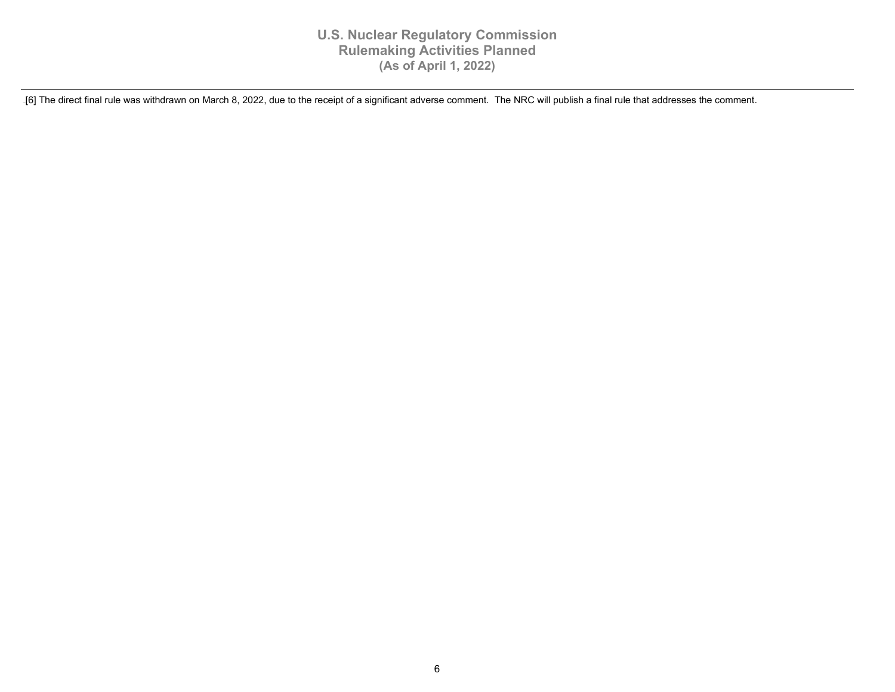[6] The direct final rule was withdrawn on March 8, 2022, due to the receipt of a significant adverse comment. The NRC will publish a final rule that addresses the comment.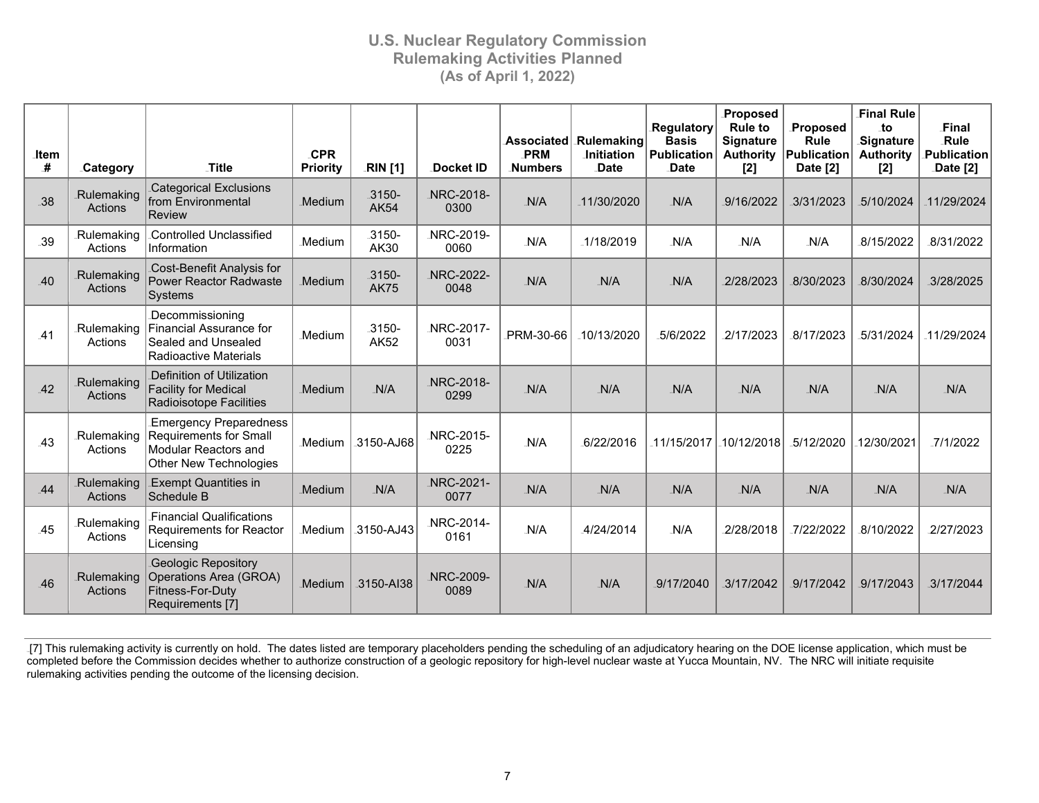# U.S. Nuclear Regulatory Commission
## Rulemaking Activities Planned
### (As of April 1, 2022)

| Item # | Category | Title | CPR Priority | RIN [1] | Docket ID | Associated PRM Numbers | Rulemaking Initiation Date | Regulatory Basis Publication Date | Proposed Rule to Signature Authority [2] | Proposed Rule Publication Date [2] | Final Rule to Signature Authority [2] | Final Rule Publication Date [2] |
|---|---|---|---|---|---|---|---|---|---|---|---|---|
| 38 | Rulemaking Actions | Categorical Exclusions from Environmental Review | Medium | 3150-AK54 | NRC-2018-0300 | N/A | 11/30/2020 | N/A | 9/16/2022 | 3/31/2023 | 5/10/2024 | 11/29/2024 |
| 39 | Rulemaking Actions | Controlled Unclassified Information | Medium | 3150-AK30 | NRC-2019-0060 | N/A | 1/18/2019 | N/A | N/A | N/A | 8/15/2022 | 8/31/2022 |
| 40 | Rulemaking Actions | Cost-Benefit Analysis for Power Reactor Radwaste Systems | Medium | 3150-AK75 | NRC-2022-0048 | N/A | N/A | N/A | 2/28/2023 | 8/30/2023 | 8/30/2024 | 3/28/2025 |
| 41 | Rulemaking Actions | Decommissioning Financial Assurance for Sealed and Unsealed Radioactive Materials | Medium | 3150-AK52 | NRC-2017-0031 | PRM-30-66 | 10/13/2020 | 5/6/2022 | 2/17/2023 | 8/17/2023 | 5/31/2024 | 11/29/2024 |
| 42 | Rulemaking Actions | Definition of Utilization Facility for Medical Radioisotope Facilities | Medium | N/A | NRC-2018-0299 | N/A | N/A | N/A | N/A | N/A | N/A | N/A |
| 43 | Rulemaking Actions | Emergency Preparedness Requirements for Small Modular Reactors and Other New Technologies | Medium | 3150-AJ68 | NRC-2015-0225 | N/A | 6/22/2016 | 11/15/2017 | 10/12/2018 | 5/12/2020 | 12/30/2021 | 7/1/2022 |
| 44 | Rulemaking Actions | Exempt Quantities in Schedule B | Medium | N/A | NRC-2021-0077 | N/A | N/A | N/A | N/A | N/A | N/A | N/A |
| 45 | Rulemaking Actions | Financial Qualifications Requirements for Reactor Licensing | Medium | 3150-AJ43 | NRC-2014-0161 | N/A | 4/24/2014 | N/A | 2/28/2018 | 7/22/2022 | 8/10/2022 | 2/27/2023 |
| 46 | Rulemaking Actions | Geologic Repository Operations Area (GROA) Fitness-For-Duty Requirements [7] | Medium | 3150-AI38 | NRC-2009-0089 | N/A | N/A | 9/17/2040 | 3/17/2042 | 9/17/2042 | 9/17/2043 | 3/17/2044 |

[7] This rulemaking activity is currently on hold. The dates listed are temporary placeholders pending the scheduling of an adjudicatory hearing on the DOE license application, which must be completed before the Commission decides whether to authorize construction of a geologic repository for high-level nuclear waste at Yucca Mountain, NV. The NRC will initiate requisite rulemaking activities pending the outcome of the licensing decision.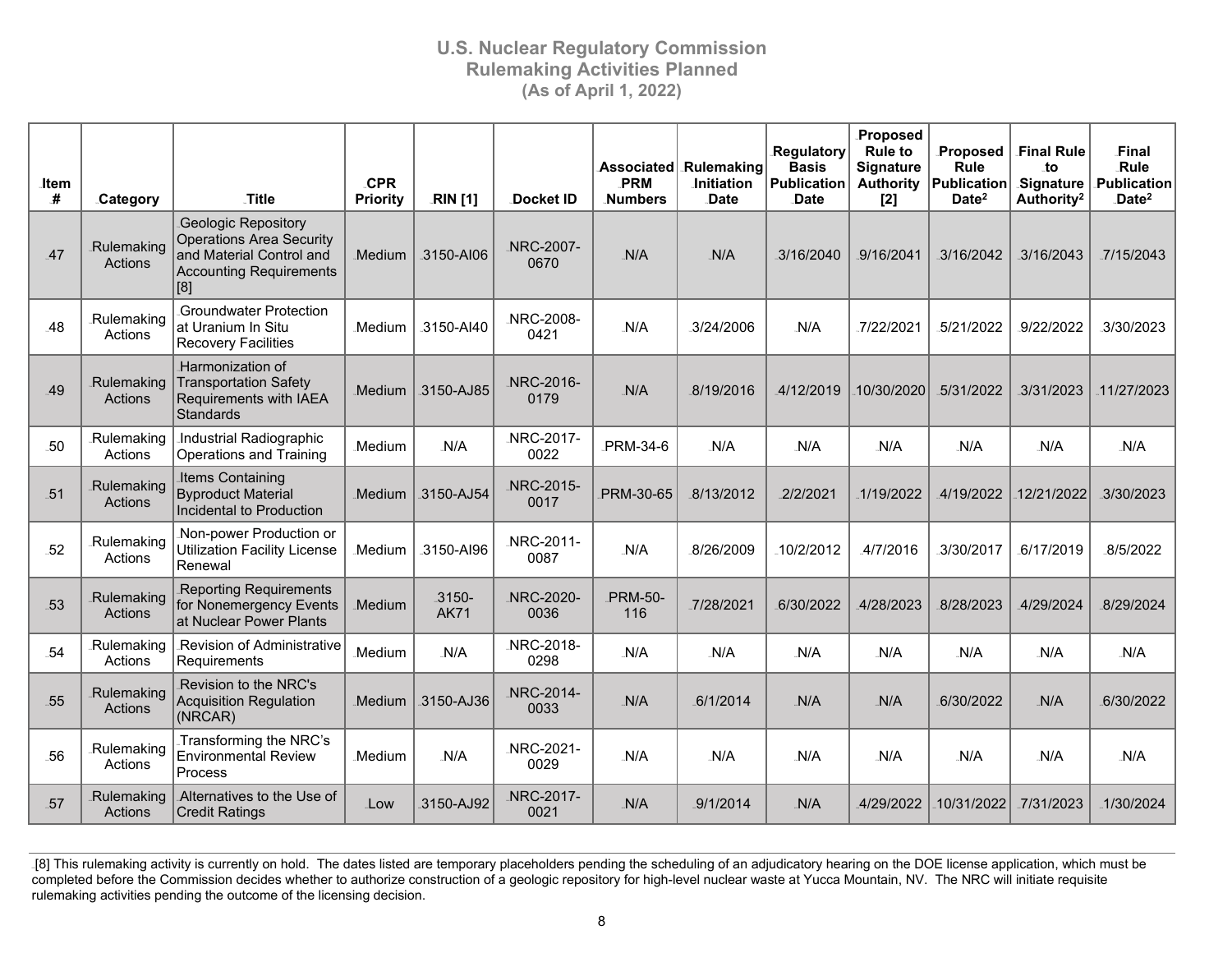# U.S. Nuclear Regulatory Commission
## Rulemaking Activities Planned
### (As of April 1, 2022)

| Item # | Category | Title | CPR Priority | RIN [1] | Docket ID | Associated PRM Numbers | Rulemaking Initiation Date | Regulatory Basis Publication Date | Proposed Rule to Signature Authority [2] | Proposed Rule Publication Date[2] | Final Rule to Signature Authority[2] | Final Rule Publication Date[2] |
|---|---|---|---|---|---|---|---|---|---|---|---|---|
| 47 | Rulemaking Actions | Geologic Repository Operations Area Security and Material Control and Accounting Requirements [8] | Medium | 3150-AI06 | NRC-2007-0670 | N/A | N/A | 3/16/2040 | 9/16/2041 | 3/16/2042 | 3/16/2043 | 7/15/2043 |
| 48 | Rulemaking Actions | Groundwater Protection at Uranium In Situ Recovery Facilities | Medium | 3150-AI40 | NRC-2008-0421 | N/A | 3/24/2006 | N/A | 7/22/2021 | 5/21/2022 | 9/22/2022 | 3/30/2023 |
| 49 | Rulemaking Actions | Harmonization of Transportation Safety Requirements with IAEA Standards | Medium | 3150-AJ85 | NRC-2016-0179 | N/A | 8/19/2016 | 4/12/2019 | 10/30/2020 | 5/31/2022 | 3/31/2023 | 11/27/2023 |
| 50 | Rulemaking Actions | Industrial Radiographic Operations and Training | Medium | N/A | NRC-2017-0022 | PRM-34-6 | N/A | N/A | N/A | N/A | N/A | N/A |
| 51 | Rulemaking Actions | Items Containing Byproduct Material Incidental to Production | Medium | 3150-AJ54 | NRC-2015-0017 | PRM-30-65 | 8/13/2012 | 2/2/2021 | 1/19/2022 | 4/19/2022 | 12/21/2022 | 3/30/2023 |
| 52 | Rulemaking Actions | Non-power Production or Utilization Facility License Renewal | Medium | 3150-AI96 | NRC-2011-0087 | N/A | 8/26/2009 | 10/2/2012 | 4/7/2016 | 3/30/2017 | 6/17/2019 | 8/5/2022 |
| 53 | Rulemaking Actions | Reporting Requirements for Nonemergency Events at Nuclear Power Plants | Medium | 3150-AK71 | NRC-2020-0036 | PRM-50-116 | 7/28/2021 | 6/30/2022 | 4/28/2023 | 8/28/2023 | 4/29/2024 | 8/29/2024 |
| 54 | Rulemaking Actions | Revision of Administrative Requirements | Medium | N/A | NRC-2018-0298 | N/A | N/A | N/A | N/A | N/A | N/A | N/A |
| 55 | Rulemaking Actions | Revision to the NRC's Acquisition Regulation (NRCAR) | Medium | 3150-AJ36 | NRC-2014-0033 | N/A | 6/1/2014 | N/A | N/A | 6/30/2022 | N/A | 6/30/2022 |
| 56 | Rulemaking Actions | Transforming the NRC's Environmental Review Process | Medium | N/A | NRC-2021-0029 | N/A | N/A | N/A | N/A | N/A | N/A | N/A |
| 57 | Rulemaking Actions | Alternatives to the Use of Credit Ratings | Low | 3150-AJ92 | NRC-2017-0021 | N/A | 9/1/2014 | N/A | 4/29/2022 | 10/31/2022 | 7/31/2023 | 1/30/2024 |

[8] This rulemaking activity is currently on hold. The dates listed are temporary placeholders pending the scheduling of an adjudicatory hearing on the DOE license application, which must be completed before the Commission decides whether to authorize construction of a geologic repository for high-level nuclear waste at Yucca Mountain, NV. The NRC will initiate requisite rulemaking activities pending the outcome of the licensing decision.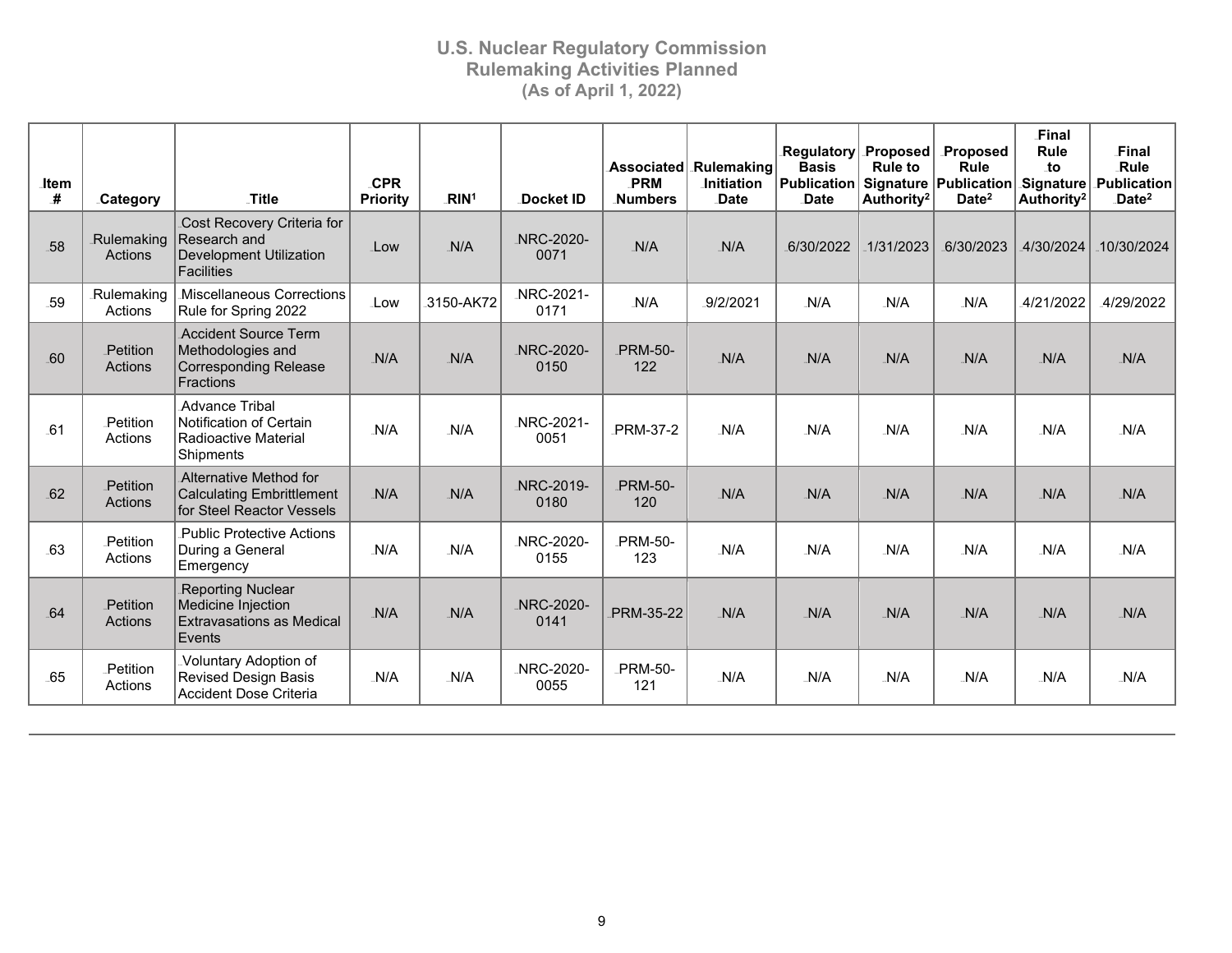# U.S. Nuclear Regulatory Commission
## Rulemaking Activities Planned
### (As of April 1, 2022)

| Item # | Category | Title | CPR Priority | RIN[1] | Docket ID | Associated PRM Numbers | Rulemaking Initiation Date | Regulatory Basis Publication Date | Proposed Rule to Signature Authority[2] | Proposed Rule Publication Date[2] | Final Rule to Signature Authority[2] | Final Rule Publication Date[2] |
|---|---|---|---|---|---|---|---|---|---|---|---|---|
| 58 | Rulemaking Actions | Cost Recovery Criteria for Research and Development Utilization Facilities | Low | N/A | NRC-2020-0071 | N/A | N/A | 6/30/2022 | 1/31/2023 | 6/30/2023 | 4/30/2024 | 10/30/2024 |
| 59 | Rulemaking Actions | Miscellaneous Corrections Rule for Spring 2022 | Low | 3150-AK72 | NRC-2021-0171 | N/A | 9/2/2021 | N/A | N/A | N/A | 4/21/2022 | 4/29/2022 |
| 60 | Petition Actions | Accident Source Term Methodologies and Corresponding Release Fractions | N/A | N/A | NRC-2020-0150 | PRM-50-122 | N/A | N/A | N/A | N/A | N/A | N/A |
| 61 | Petition Actions | Advance Tribal Notification of Certain Radioactive Material Shipments | N/A | N/A | NRC-2021-0051 | PRM-37-2 | N/A | N/A | N/A | N/A | N/A | N/A |
| 62 | Petition Actions | Alternative Method for Calculating Embrittlement for Steel Reactor Vessels | N/A | N/A | NRC-2019-0180 | PRM-50-120 | N/A | N/A | N/A | N/A | N/A | N/A |
| 63 | Petition Actions | Public Protective Actions During a General Emergency | N/A | N/A | NRC-2020-0155 | PRM-50-123 | N/A | N/A | N/A | N/A | N/A | N/A |
| 64 | Petition Actions | Reporting Nuclear Medicine Injection Extravasations as Medical Events | N/A | N/A | NRC-2020-0141 | PRM-35-22 | N/A | N/A | N/A | N/A | N/A | N/A |
| 65 | Petition Actions | Voluntary Adoption of Revised Design Basis Accident Dose Criteria | N/A | N/A | NRC-2020-0055 | PRM-50-121 | N/A | N/A | N/A | N/A | N/A | N/A |